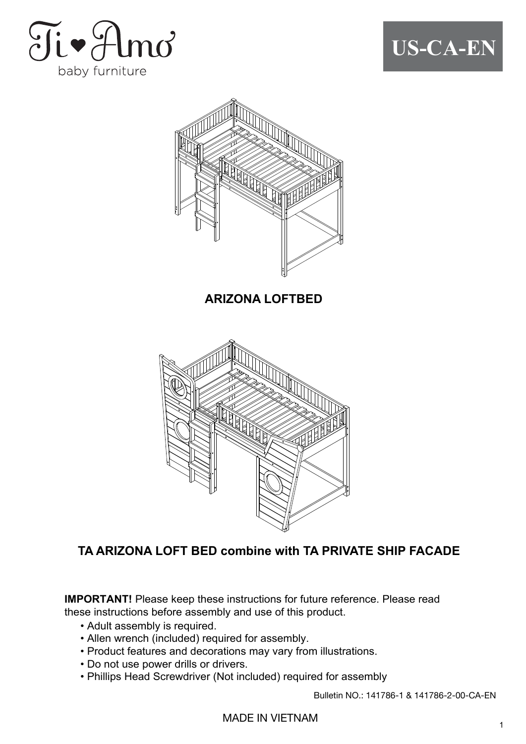Ti♥Amo
baby furniture

**US-CA-EN**

## ARIZONA LOFTBED

## TA ARIZONA LOFT BED combine with TA PRIVATE SHIP FACADE

**IMPORTANT!** Please keep these instructions for future reference. Please read these instructions before assembly and use of this product.

- Adult assembly is required.
- Allen wrench (included) required for assembly.
- Product features and decorations may vary from illustrations.
- Do not use power drills or drivers.
- Phillips Head Screwdriver (Not included) required for assembly

Bulletin NO.: 141786-1 & 141786-2-00-CA-EN

MADE IN VIETNAM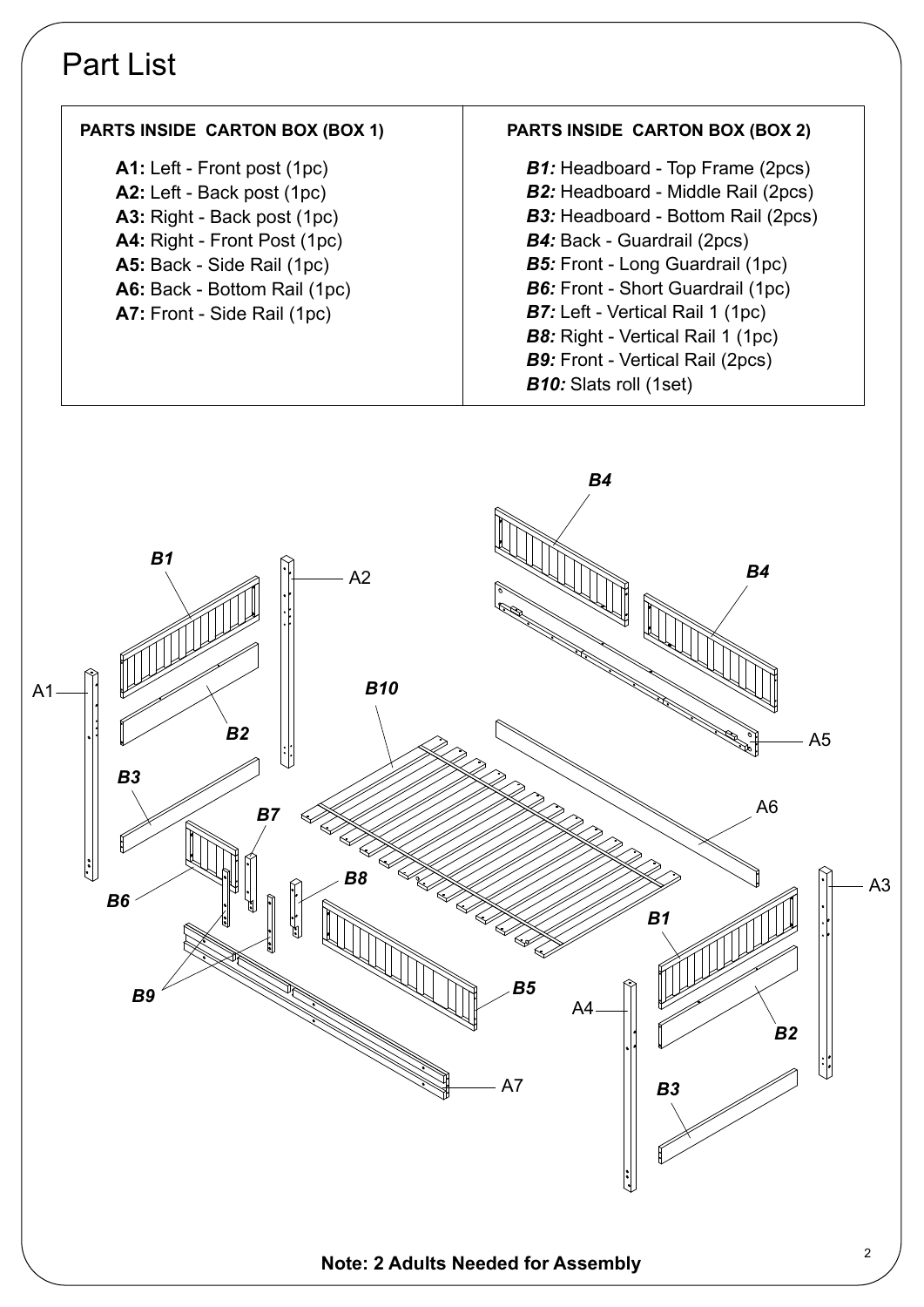# Part List

| PARTS INSIDE CARTON BOX (BOX 1) | PARTS INSIDE CARTON BOX (BOX 2) |
|---|---|
| **A1:** Left - Front post (1pc) | ***B1:*** Headboard - Top Frame (2pcs) |
| **A2:** Left - Back post (1pc) | ***B2:*** Headboard - Middle Rail (2pcs) |
| **A3:** Right - Back post (1pc) | ***B3:*** Headboard - Bottom Rail (2pcs) |
| **A4:** Right - Front Post (1pc) | ***B4:*** Back - Guardrail (2pcs) |
| **A5:** Back - Side Rail (1pc) | ***B5:*** Front - Long Guardrail (1pc) |
| **A6:** Back - Bottom Rail (1pc) | ***B6:*** Front - Short Guardrail (1pc) |
| **A7:** Front - Side Rail (1pc) | ***B7:*** Left - Vertical Rail 1 (1pc) |
| | ***B8:*** Right - Vertical Rail 1 (1pc) |
| | ***B9:*** Front - Vertical Rail (2pcs) |
| | ***B10:*** Slats roll (1set) |

**Note: 2 Adults Needed for Assembly**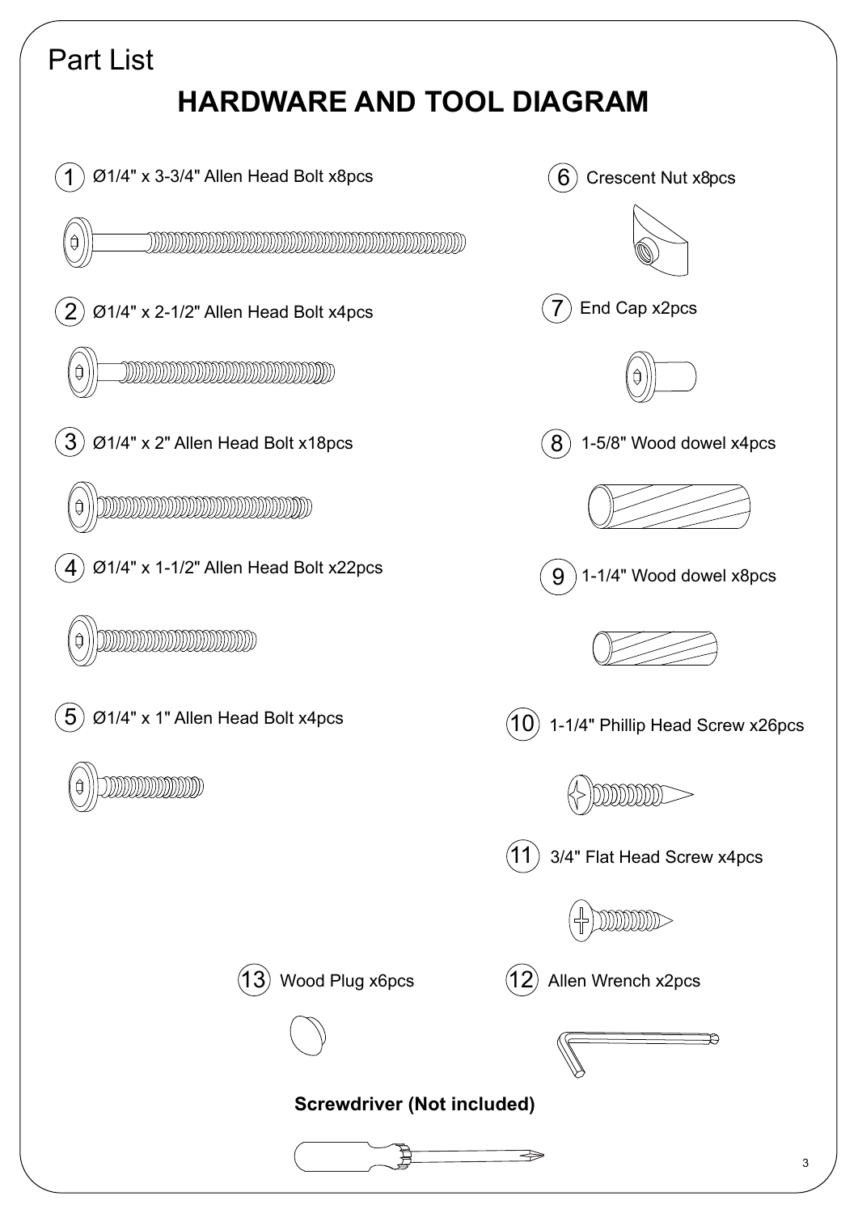Part List

# HARDWARE AND TOOL DIAGRAM

1. Ø1/4" x 3-3/4" Allen Head Bolt x8pcs
2. Ø1/4" x 2-1/2" Allen Head Bolt x4pcs
3. Ø1/4" x 2" Allen Head Bolt x18pcs
4. Ø1/4" x 1-1/2" Allen Head Bolt x22pcs
5. Ø1/4" x 1" Allen Head Bolt x4pcs
6. Crescent Nut x8pcs
7. End Cap x2pcs
8. 1-5/8" Wood dowel x4pcs
9. 1-1/4" Wood dowel x8pcs
10. 1-1/4" Phillip Head Screw x26pcs
11. 3/4" Flat Head Screw x4pcs
12. Allen Wrench x2pcs
13. Wood Plug x6pcs

**Screwdriver (Not included)**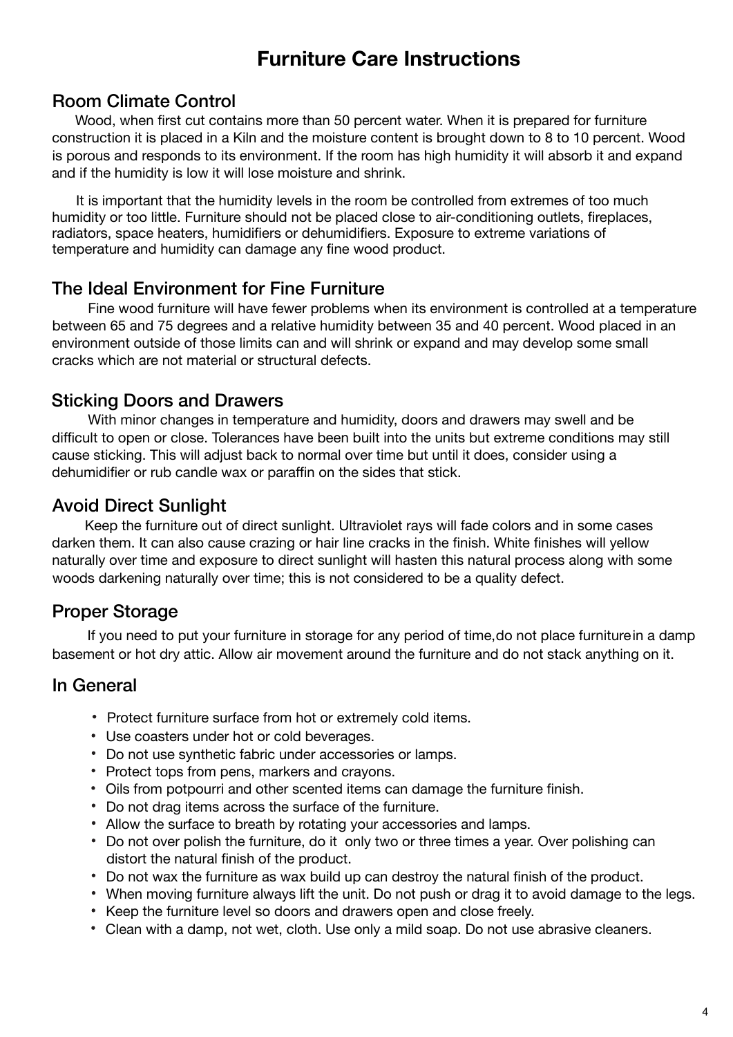# Furniture Care Instructions

## Room Climate Control

Wood, when first cut contains more than 50 percent water. When it is prepared for furniture construction it is placed in a Kiln and the moisture content is brought down to 8 to 10 percent. Wood is porous and responds to its environment. If the room has high humidity it will absorb it and expand and if the humidity is low it will lose moisture and shrink.

It is important that the humidity levels in the room be controlled from extremes of too much humidity or too little. Furniture should not be placed close to air-conditioning outlets, fireplaces, radiators, space heaters, humidifiers or dehumidifiers. Exposure to extreme variations of temperature and humidity can damage any fine wood product.

## The Ideal Environment for Fine Furniture

Fine wood furniture will have fewer problems when its environment is controlled at a temperature between 65 and 75 degrees and a relative humidity between 35 and 40 percent. Wood placed in an environment outside of those limits can and will shrink or expand and may develop some small cracks which are not material or structural defects.

## Sticking Doors and Drawers

With minor changes in temperature and humidity, doors and drawers may swell and be difficult to open or close. Tolerances have been built into the units but extreme conditions may still cause sticking. This will adjust back to normal over time but until it does, consider using a dehumidifier or rub candle wax or paraffin on the sides that stick.

## Avoid Direct Sunlight

Keep the furniture out of direct sunlight. Ultraviolet rays will fade colors and in some cases darken them. It can also cause crazing or hair line cracks in the finish. White finishes will yellow naturally over time and exposure to direct sunlight will hasten this natural process along with some woods darkening naturally over time; this is not considered to be a quality defect.

## Proper Storage

If you need to put your furniture in storage for any period of time,do not place furniturein a damp basement or hot dry attic. Allow air movement around the furniture and do not stack anything on it.

## In General

- Protect furniture surface from hot or extremely cold items.
- Use coasters under hot or cold beverages.
- Do not use synthetic fabric under accessories or lamps.
- Protect tops from pens, markers and crayons.
- Oils from potpourri and other scented items can damage the furniture finish.
- Do not drag items across the surface of the furniture.
- Allow the surface to breath by rotating your accessories and lamps.
- Do not over polish the furniture, do it only two or three times a year. Over polishing can distort the natural finish of the product.
- Do not wax the furniture as wax build up can destroy the natural finish of the product.
- When moving furniture always lift the unit. Do not push or drag it to avoid damage to the legs.
- Keep the furniture level so doors and drawers open and close freely.
- Clean with a damp, not wet, cloth. Use only a mild soap. Do not use abrasive cleaners.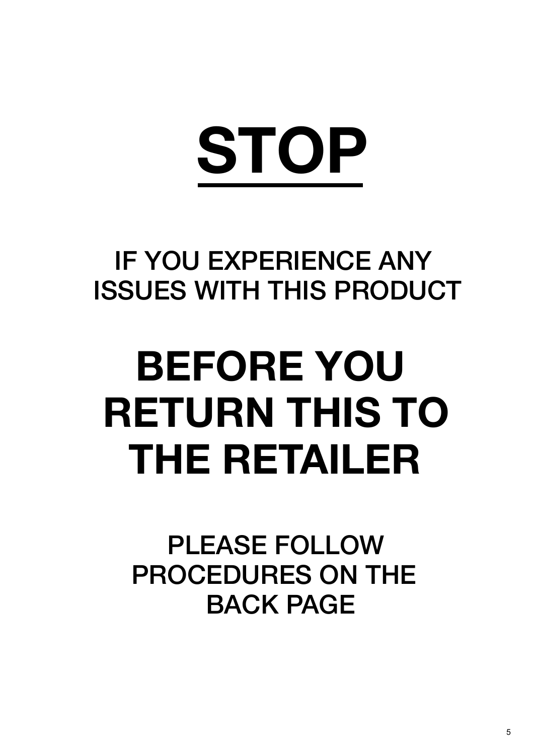# STOP

IF YOU EXPERIENCE ANY ISSUES WITH THIS PRODUCT

## BEFORE YOU RETURN THIS TO THE RETAILER

PLEASE FOLLOW PROCEDURES ON THE BACK PAGE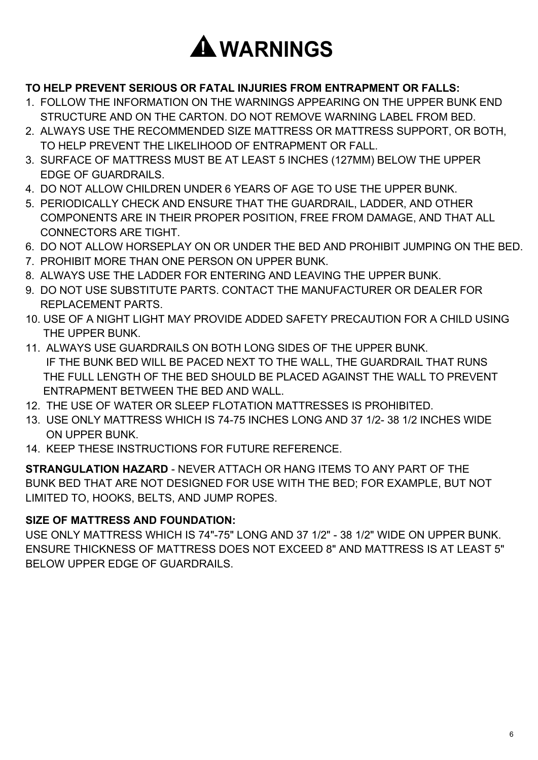# ⚠ WARNINGS

**TO HELP PREVENT SERIOUS OR FATAL INJURIES FROM ENTRAPMENT OR FALLS:**

1. FOLLOW THE INFORMATION ON THE WARNINGS APPEARING ON THE UPPER BUNK END STRUCTURE AND ON THE CARTON. DO NOT REMOVE WARNING LABEL FROM BED.
2. ALWAYS USE THE RECOMMENDED SIZE MATTRESS OR MATTRESS SUPPORT, OR BOTH, TO HELP PREVENT THE LIKELIHOOD OF ENTRAPMENT OR FALL.
3. SURFACE OF MATTRESS MUST BE AT LEAST 5 INCHES (127MM) BELOW THE UPPER EDGE OF GUARDRAILS.
4. DO NOT ALLOW CHILDREN UNDER 6 YEARS OF AGE TO USE THE UPPER BUNK.
5. PERIODICALLY CHECK AND ENSURE THAT THE GUARDRAIL, LADDER, AND OTHER COMPONENTS ARE IN THEIR PROPER POSITION, FREE FROM DAMAGE, AND THAT ALL CONNECTORS ARE TIGHT.
6. DO NOT ALLOW HORSEPLAY ON OR UNDER THE BED AND PROHIBIT JUMPING ON THE BED.
7. PROHIBIT MORE THAN ONE PERSON ON UPPER BUNK.
8. ALWAYS USE THE LADDER FOR ENTERING AND LEAVING THE UPPER BUNK.
9. DO NOT USE SUBSTITUTE PARTS. CONTACT THE MANUFACTURER OR DEALER FOR REPLACEMENT PARTS.
10. USE OF A NIGHT LIGHT MAY PROVIDE ADDED SAFETY PRECAUTION FOR A CHILD USING THE UPPER BUNK.
11. ALWAYS USE GUARDRAILS ON BOTH LONG SIDES OF THE UPPER BUNK. IF THE BUNK BED WILL BE PACED NEXT TO THE WALL, THE GUARDRAIL THAT RUNS THE FULL LENGTH OF THE BED SHOULD BE PLACED AGAINST THE WALL TO PREVENT ENTRAPMENT BETWEEN THE BED AND WALL.
12. THE USE OF WATER OR SLEEP FLOTATION MATTRESSES IS PROHIBITED.
13. USE ONLY MATTRESS WHICH IS 74-75 INCHES LONG AND 37 1/2- 38 1/2 INCHES WIDE ON UPPER BUNK.
14. KEEP THESE INSTRUCTIONS FOR FUTURE REFERENCE.

**STRANGULATION HAZARD** - NEVER ATTACH OR HANG ITEMS TO ANY PART OF THE BUNK BED THAT ARE NOT DESIGNED FOR USE WITH THE BED; FOR EXAMPLE, BUT NOT LIMITED TO, HOOKS, BELTS, AND JUMP ROPES.

**SIZE OF MATTRESS AND FOUNDATION:**

USE ONLY MATTRESS WHICH IS 74"-75" LONG AND 37 1/2" - 38 1/2" WIDE ON UPPER BUNK. ENSURE THICKNESS OF MATTRESS DOES NOT EXCEED 8" AND MATTRESS IS AT LEAST 5" BELOW UPPER EDGE OF GUARDRAILS.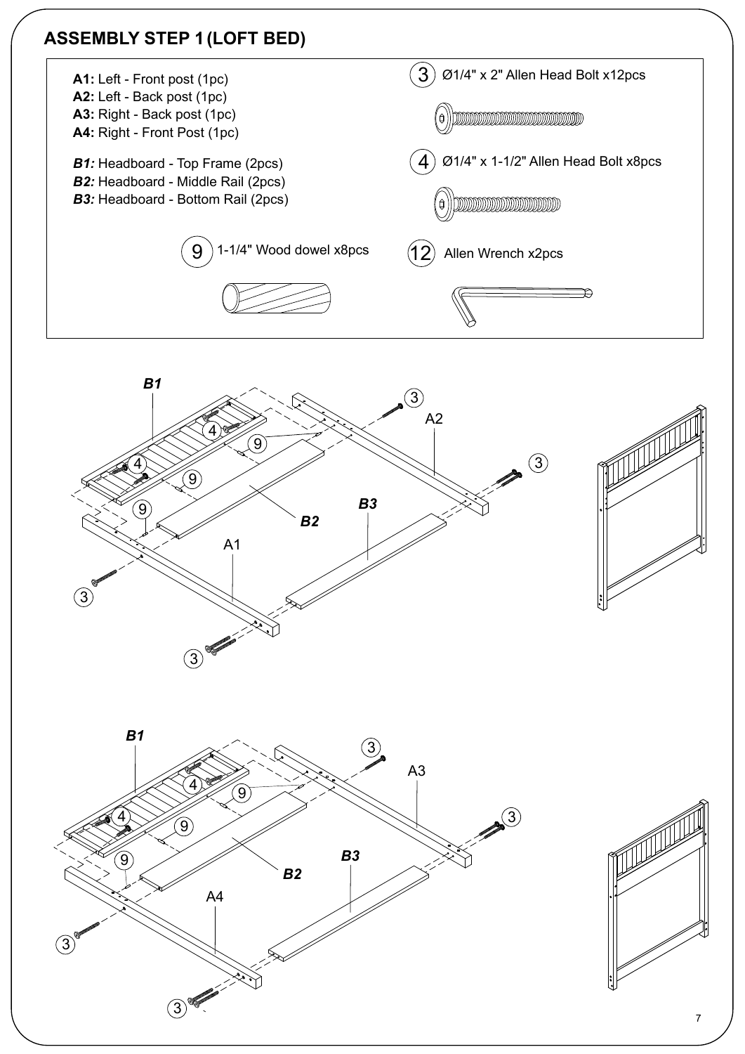## ASSEMBLY STEP 1 (LOFT BED)

**A1:** Left - Front post (1pc)
**A2:** Left - Back post (1pc)
**A3:** Right - Back post (1pc)
**A4:** Right - Front Post (1pc)

***B1:*** Headboard - Top Frame (2pcs)
***B2:*** Headboard - Middle Rail (2pcs)
***B3:*** Headboard - Bottom Rail (2pcs)

(3) Ø1/4" x 2" Allen Head Bolt x12pcs

(4) Ø1/4" x 1-1/2" Allen Head Bolt x8pcs

(9) 1-1/4" Wood dowel x8pcs

(12) Allen Wrench x2pcs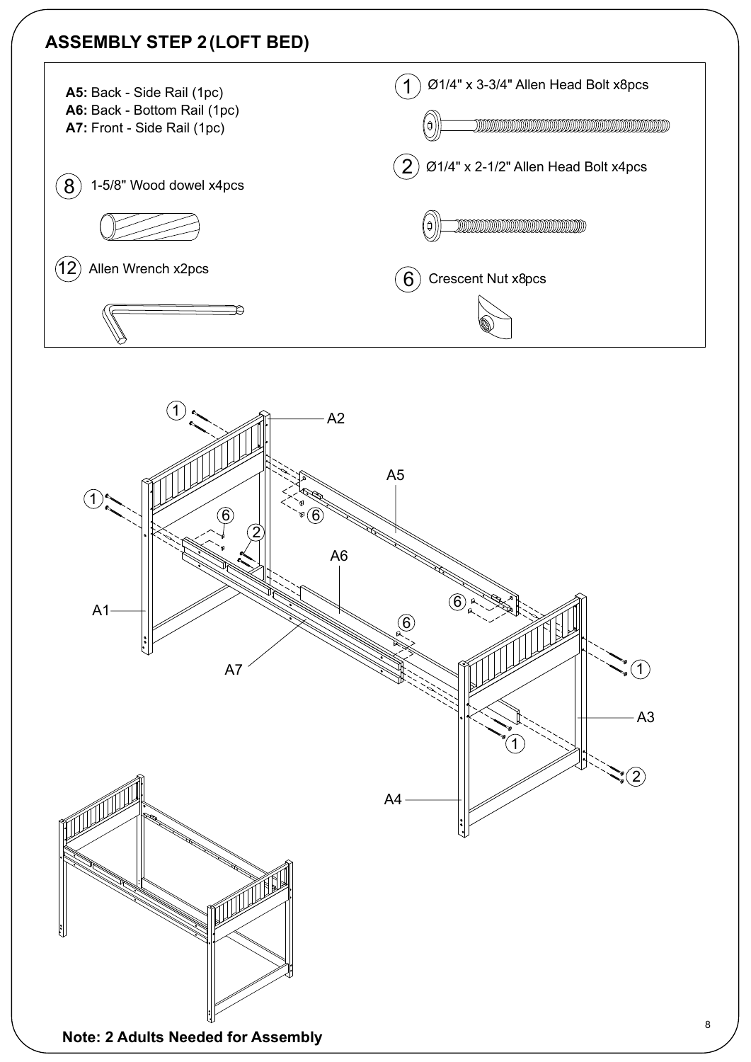## ASSEMBLY STEP 2 (LOFT BED)

**A5:** Back - Side Rail (1pc)
**A6:** Back - Bottom Rail (1pc)
**A7:** Front - Side Rail (1pc)

(8) 1-5/8" Wood dowel x4pcs

(12) Allen Wrench x2pcs

(1) Ø1/4" x 3-3/4" Allen Head Bolt x8pcs

(2) Ø1/4" x 2-1/2" Allen Head Bolt x4pcs

(6) Crescent Nut x8pcs

**Note: 2 Adults Needed for Assembly**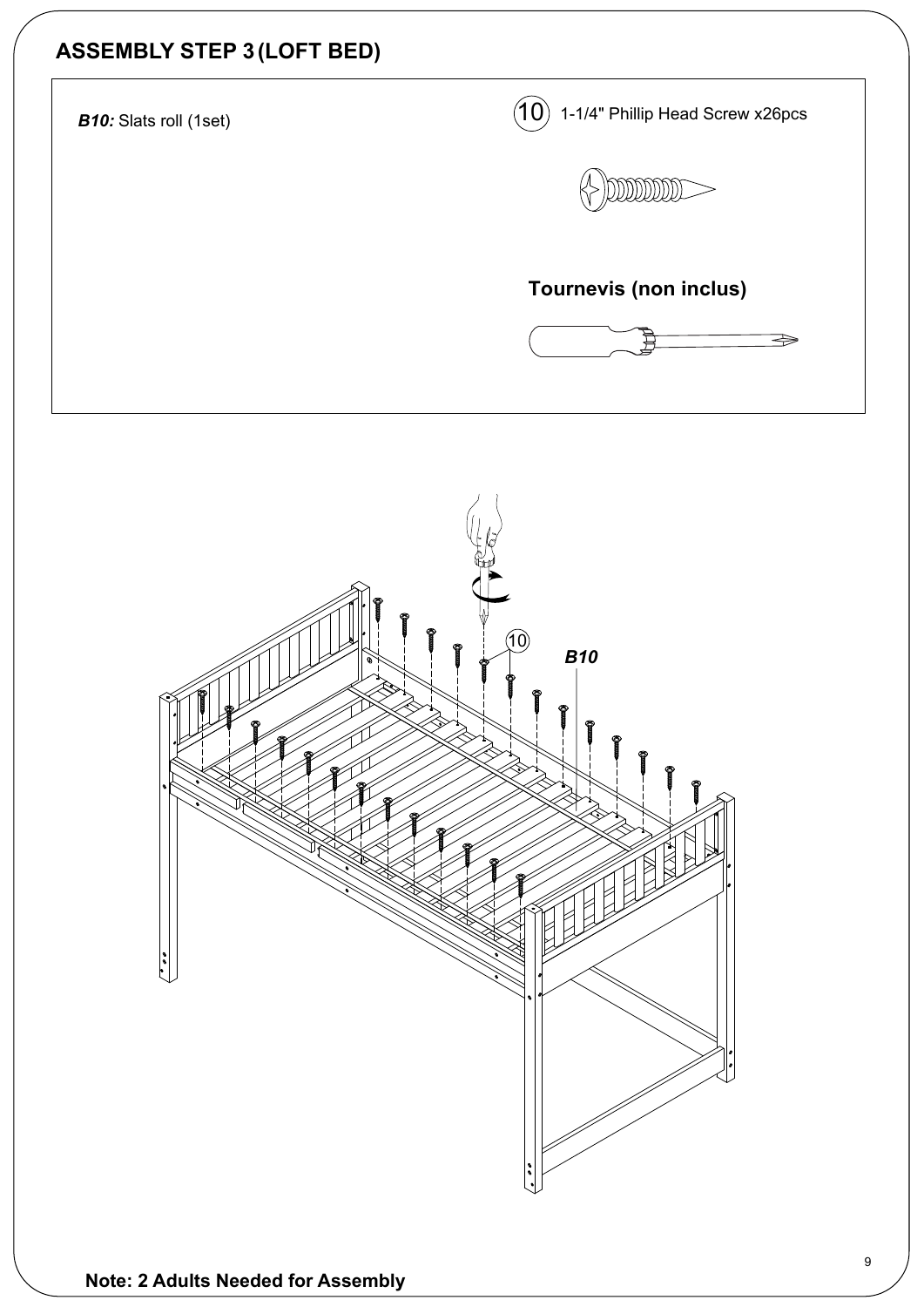## ASSEMBLY STEP 3 (LOFT BED)

***B10:*** Slats roll (1set)

(10) 1-1/4" Phillip Head Screw x26pcs

**Tournevis (non inclus)**

10

***B10***

**Note: 2 Adults Needed for Assembly**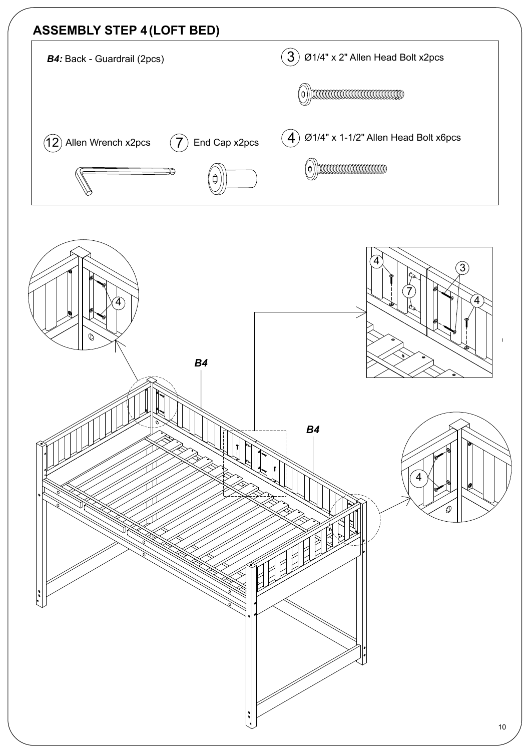## ASSEMBLY STEP 4 (LOFT BED)

***B4:*** Back - Guardrail (2pcs)

(3) Ø1/4" x 2" Allen Head Bolt x2pcs

(12) Allen Wrench x2pcs

(7) End Cap x2pcs

(4) Ø1/4" x 1-1/2" Allen Head Bolt x6pcs

4

4

7

3

4

***B4***

***B4***

4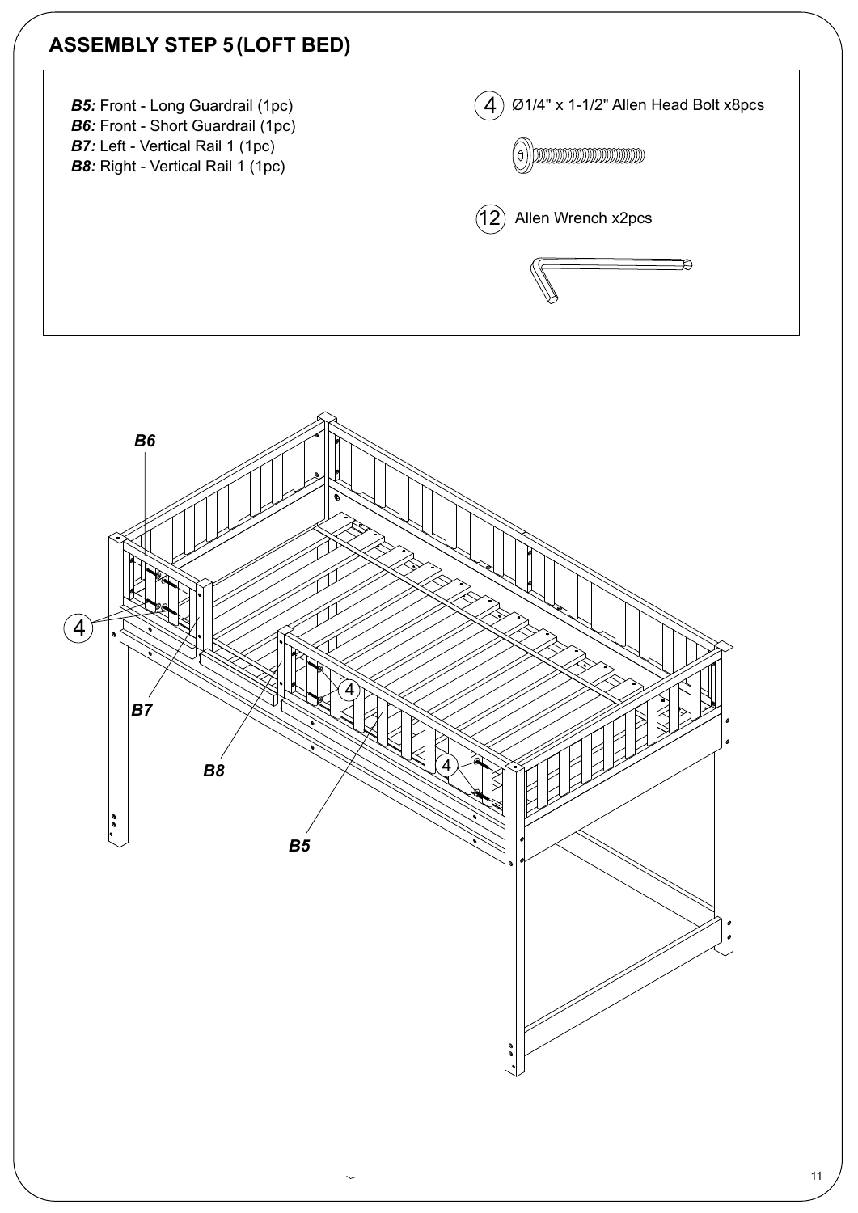# ASSEMBLY STEP 5 (LOFT BED)

***B5:*** Front - Long Guardrail (1pc)
***B6:*** Front - Short Guardrail (1pc)
***B7:*** Left - Vertical Rail 1 (1pc)
***B8:*** Right - Vertical Rail 1 (1pc)

(4) Ø1/4" x 1-1/2" Allen Head Bolt x8pcs

(12) Allen Wrench x2pcs

B6

4

B7

B8

4

4

B5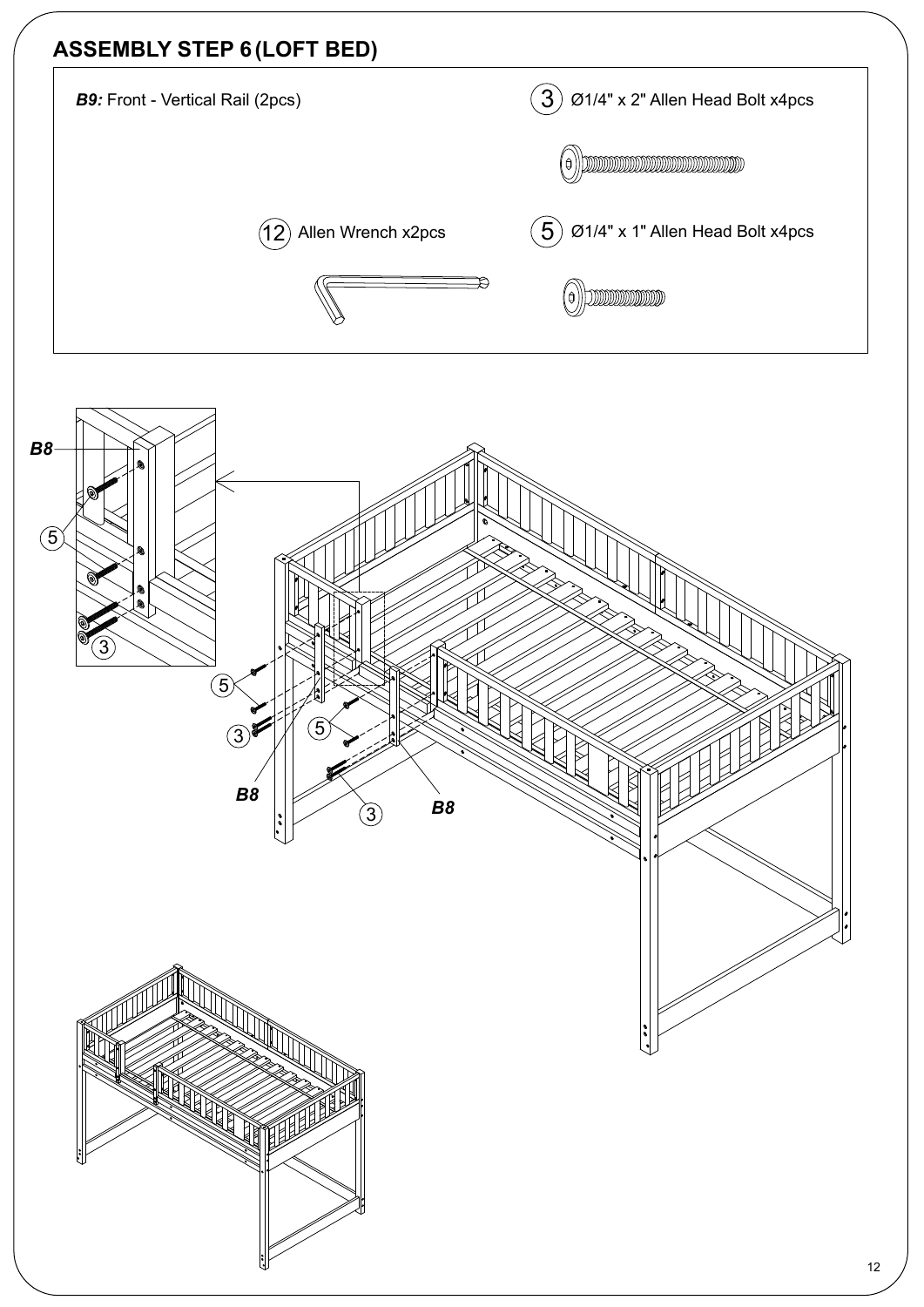## ASSEMBLY STEP 6 (LOFT BED)

***B9:*** Front - Vertical Rail (2pcs)

(3) Ø1/4" x 2" Allen Head Bolt x4pcs

(12) Allen Wrench x2pcs

(5) Ø1/4" x 1" Allen Head Bolt x4pcs

***B8***

(5)

(3)

(5)

(3)

(5)

***B8***

(3)

***B8***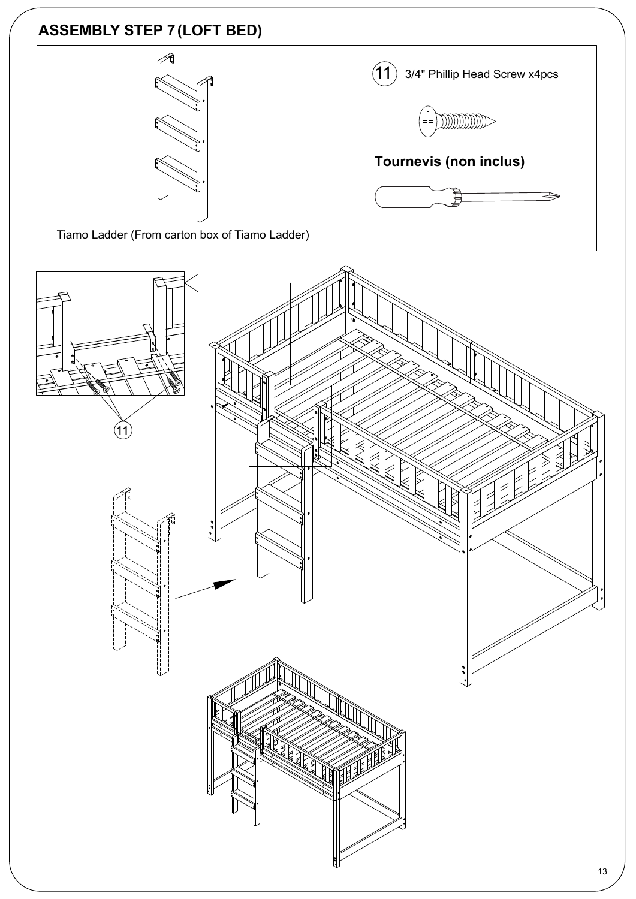## ASSEMBLY STEP 7 (LOFT BED)

Tiamo Ladder (From carton box of Tiamo Ladder)

(11) 3/4" Phillip Head Screw x4pcs

**Tournevis (non inclus)**

11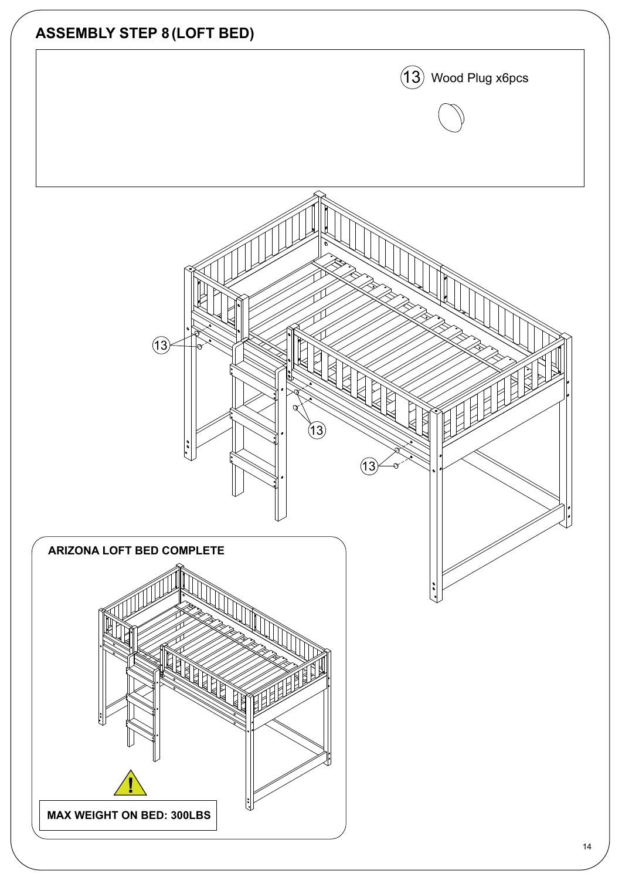## ASSEMBLY STEP 8 (LOFT BED)

(13) Wood Plug x6pcs

13

13

13

**ARIZONA LOFT BED COMPLETE**

**MAX WEIGHT ON BED: 300LBS**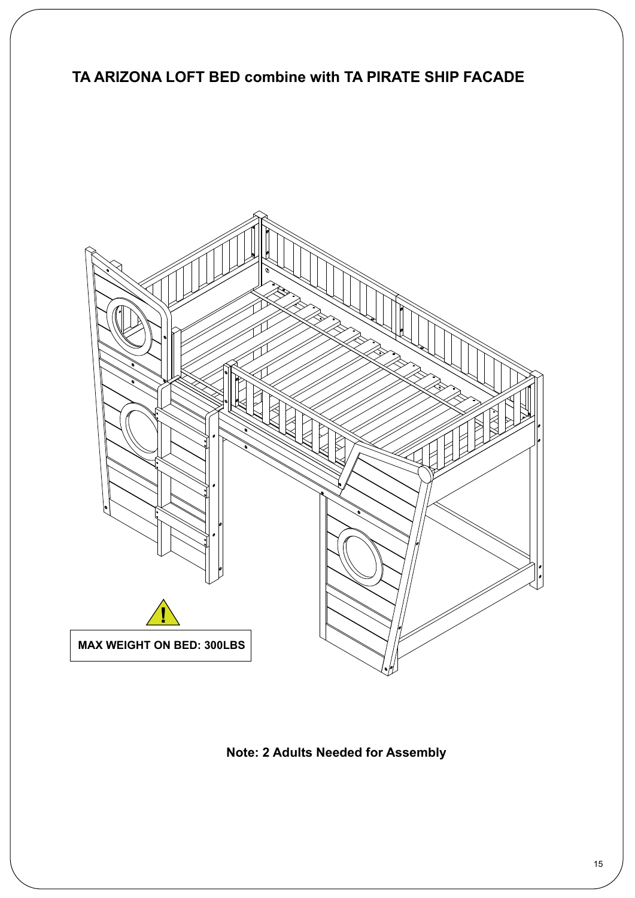# TA ARIZONA LOFT BED combine with TA PIRATE SHIP FACADE

**MAX WEIGHT ON BED: 300LBS**

**Note: 2 Adults Needed for Assembly**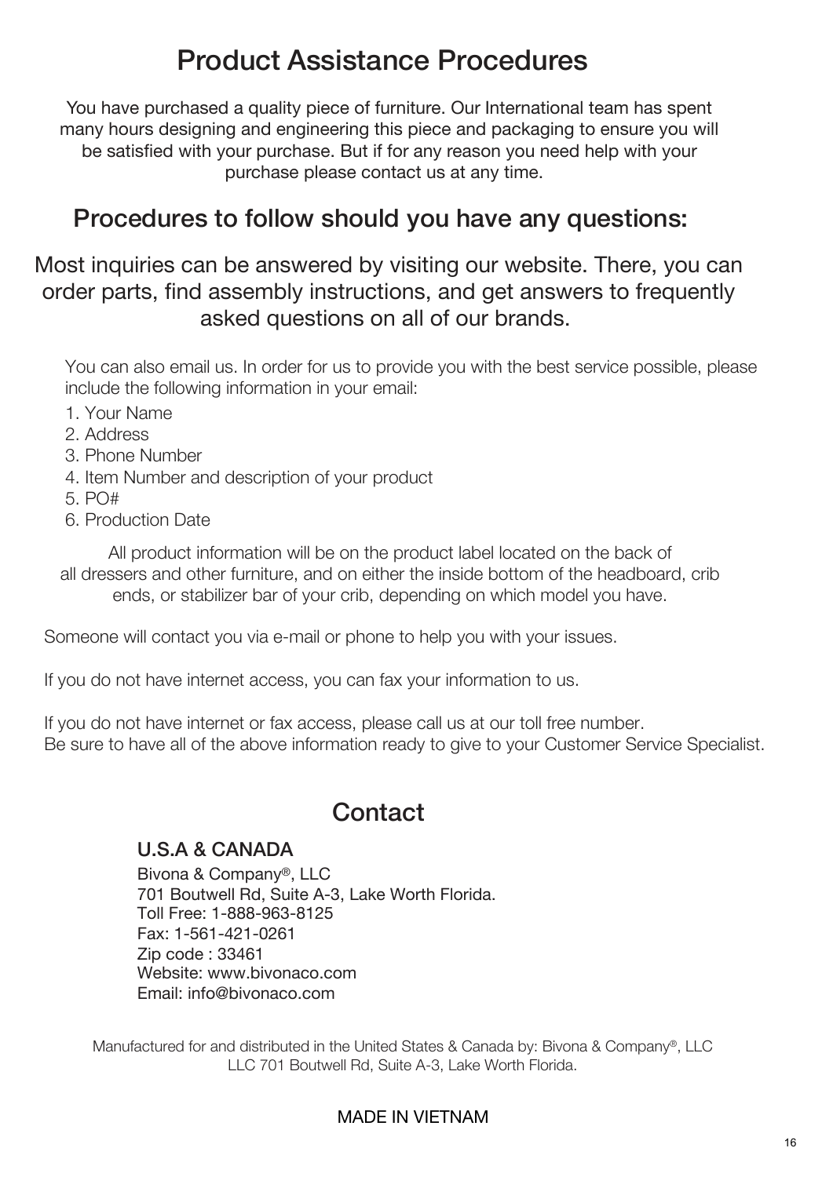# Product Assistance Procedures

You have purchased a quality piece of furniture. Our International team has spent many hours designing and engineering this piece and packaging to ensure you will be satisfied with your purchase. But if for any reason you need help with your purchase please contact us at any time.

## Procedures to follow should you have any questions:

Most inquiries can be answered by visiting our website. There, you can order parts, find assembly instructions, and get answers to frequently asked questions on all of our brands.

You can also email us. In order for us to provide you with the best service possible, please include the following information in your email:

1. Your Name
2. Address
3. Phone Number
4. Item Number and description of your product
5. PO#
6. Production Date

All product information will be on the product label located on the back of all dressers and other furniture, and on either the inside bottom of the headboard, crib ends, or stabilizer bar of your crib, depending on which model you have.

Someone will contact you via e-mail or phone to help you with your issues.

If you do not have internet access, you can fax your information to us.

If you do not have internet or fax access, please call us at our toll free number.
Be sure to have all of the above information ready to give to your Customer Service Specialist.

## Contact

### U.S.A & CANADA

Bivona & Company®, LLC
701 Boutwell Rd, Suite A-3, Lake Worth Florida.
Toll Free: 1-888-963-8125
Fax: 1-561-421-0261
Zip code : 33461
Website: www.bivonaco.com
Email: info@bivonaco.com

Manufactured for and distributed in the United States & Canada by: Bivona & Company®, LLC
LLC 701 Boutwell Rd, Suite A-3, Lake Worth Florida.

MADE IN VIETNAM